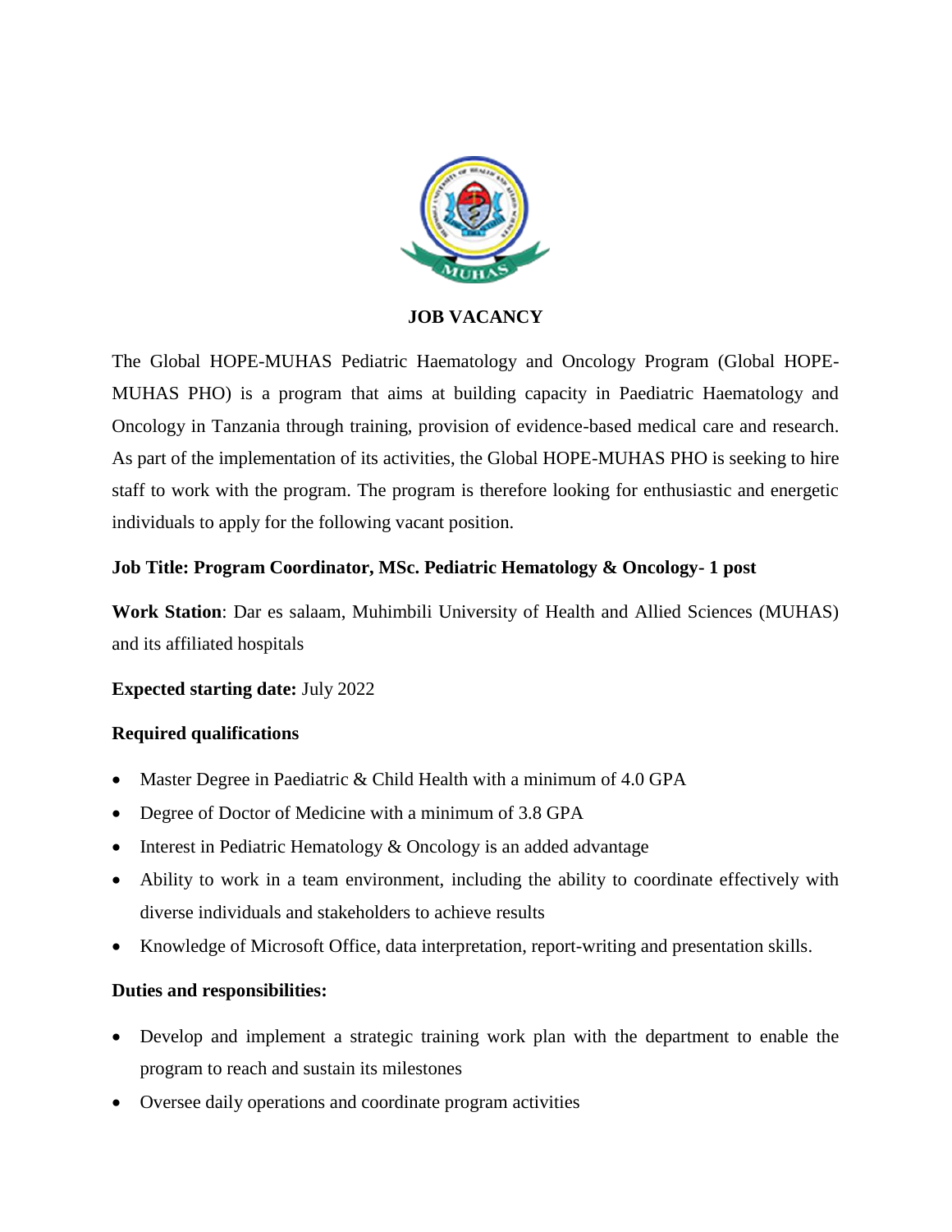## JOB VACANCY

The Global HOPE-MUHAS Pediatric Haematology and Oncology Program (Global HOPE-MUHAS PHO) is a program that aims at building capacity in Paediatric Haematology and Oncology in Tanzania through training, provision of evidence-based medical care and research. As part of the implementation of its activities, the Global HOPE-MUHAS PHO is seeking to hire staff to work with the program. The program is therefore looking for enthusiastic and energetic individuals to apply for the following vacant position.

**Job Title: Program Coordinator, MSc. Pediatric Hematology & Oncology- 1 post**

**Work Station**: Dar es salaam, Muhimbili University of Health and Allied Sciences (MUHAS) and its affiliated hospitals

**Expected starting date:** July 2022

**Required qualifications**

- Master Degree in Paediatric & Child Health with a minimum of 4.0 GPA
- Degree of Doctor of Medicine with a minimum of 3.8 GPA
- Interest in Pediatric Hematology & Oncology is an added advantage
- Ability to work in a team environment, including the ability to coordinate effectively with diverse individuals and stakeholders to achieve results
- Knowledge of Microsoft Office, data interpretation, report-writing and presentation skills.

**Duties and responsibilities:**

- Develop and implement a strategic training work plan with the department to enable the program to reach and sustain its milestones
- Oversee daily operations and coordinate program activities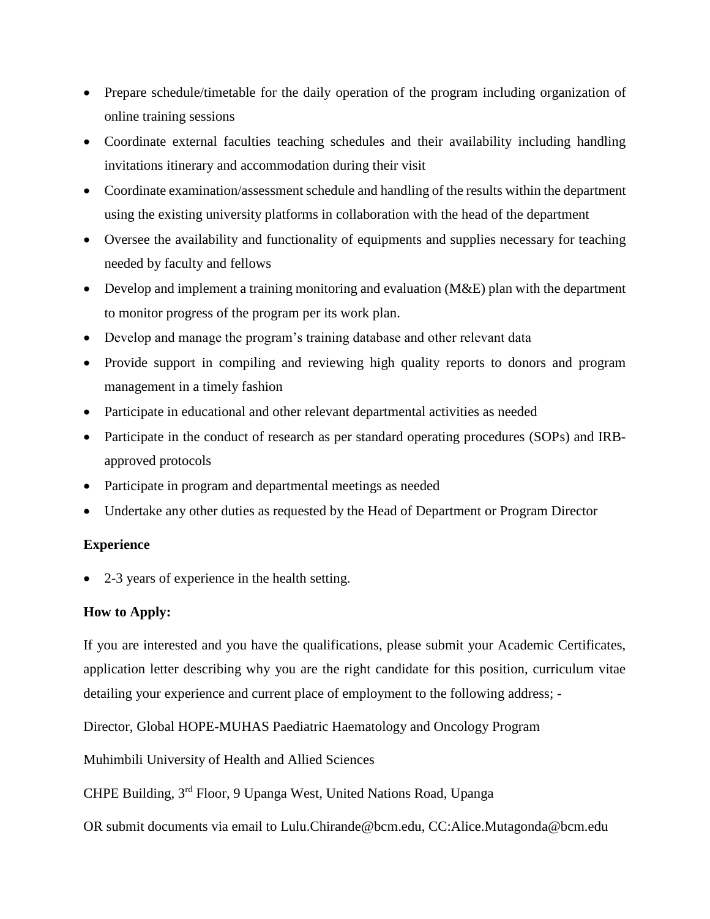- Prepare schedule/timetable for the daily operation of the program including organization of online training sessions
- Coordinate external faculties teaching schedules and their availability including handling invitations itinerary and accommodation during their visit
- Coordinate examination/assessment schedule and handling of the results within the department using the existing university platforms in collaboration with the head of the department
- Oversee the availability and functionality of equipments and supplies necessary for teaching needed by faculty and fellows
- Develop and implement a training monitoring and evaluation (M&E) plan with the department to monitor progress of the program per its work plan.
- Develop and manage the program's training database and other relevant data
- Provide support in compiling and reviewing high quality reports to donors and program management in a timely fashion
- Participate in educational and other relevant departmental activities as needed
- Participate in the conduct of research as per standard operating procedures (SOPs) and IRB-approved protocols
- Participate in program and departmental meetings as needed
- Undertake any other duties as requested by the Head of Department or Program Director

**Experience**

- 2-3 years of experience in the health setting.

**How to Apply:**

If you are interested and you have the qualifications, please submit your Academic Certificates, application letter describing why you are the right candidate for this position, curriculum vitae detailing your experience and current place of employment to the following address; -

Director, Global HOPE-MUHAS Paediatric Haematology and Oncology Program

Muhimbili University of Health and Allied Sciences

CHPE Building, 3rd Floor, 9 Upanga West, United Nations Road, Upanga

OR submit documents via email to Lulu.Chirande@bcm.edu, CC:Alice.Mutagonda@bcm.edu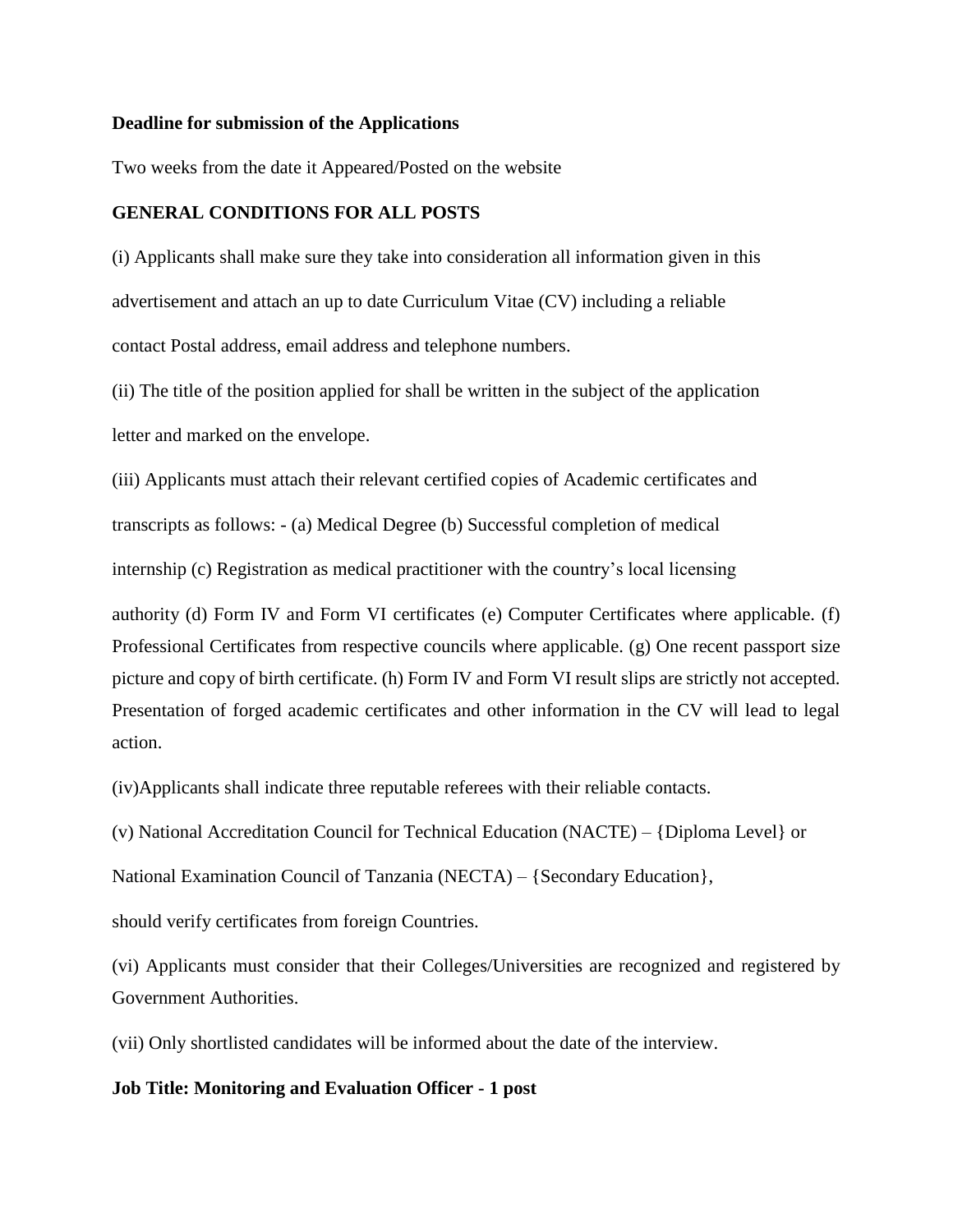**Deadline for submission of the Applications**

Two weeks from the date it Appeared/Posted on the website

**GENERAL CONDITIONS FOR ALL POSTS**

(i) Applicants shall make sure they take into consideration all information given in this advertisement and attach an up to date Curriculum Vitae (CV) including a reliable contact Postal address, email address and telephone numbers.

(ii) The title of the position applied for shall be written in the subject of the application letter and marked on the envelope.

(iii) Applicants must attach their relevant certified copies of Academic certificates and transcripts as follows: - (a) Medical Degree (b) Successful completion of medical internship (c) Registration as medical practitioner with the country's local licensing authority (d) Form IV and Form VI certificates (e) Computer Certificates where applicable. (f) Professional Certificates from respective councils where applicable. (g) One recent passport size picture and copy of birth certificate. (h) Form IV and Form VI result slips are strictly not accepted. Presentation of forged academic certificates and other information in the CV will lead to legal action.

(iv)Applicants shall indicate three reputable referees with their reliable contacts.

(v) National Accreditation Council for Technical Education (NACTE) – {Diploma Level} or National Examination Council of Tanzania (NECTA) – {Secondary Education}, should verify certificates from foreign Countries.

(vi) Applicants must consider that their Colleges/Universities are recognized and registered by Government Authorities.

(vii) Only shortlisted candidates will be informed about the date of the interview.

**Job Title: Monitoring and Evaluation Officer - 1 post**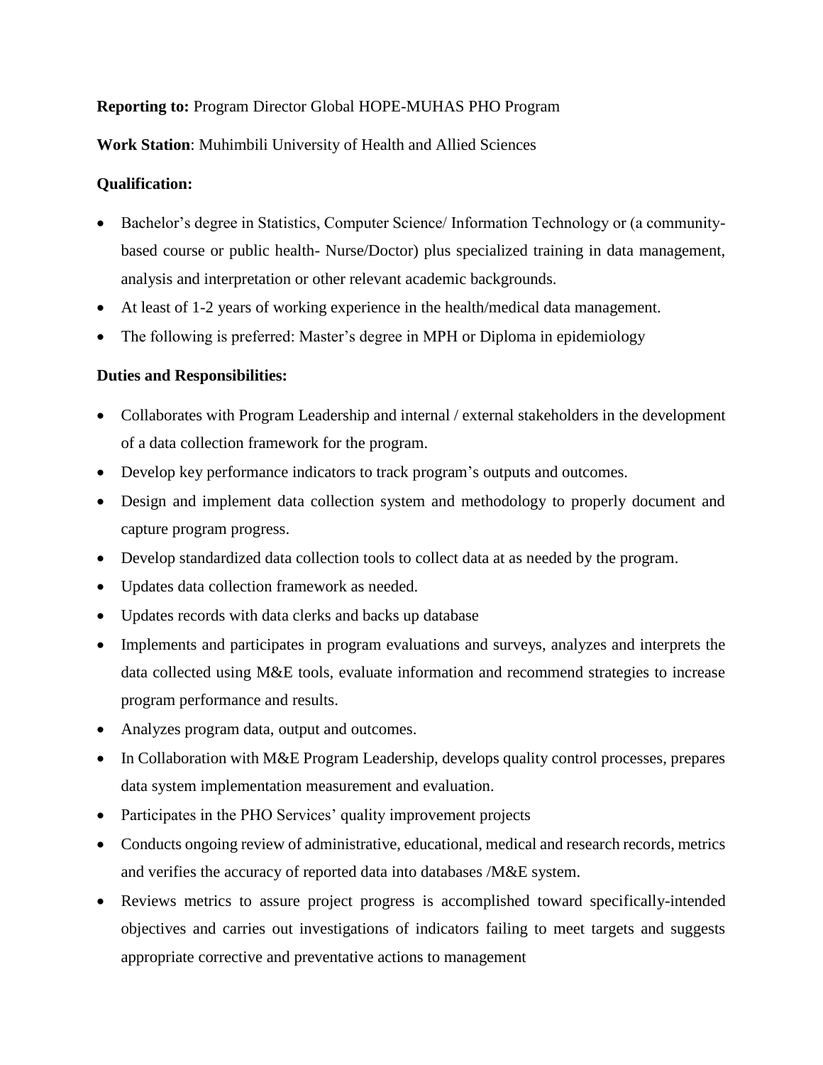**Reporting to:** Program Director Global HOPE-MUHAS PHO Program

**Work Station**: Muhimbili University of Health and Allied Sciences

**Qualification:**

- Bachelor's degree in Statistics, Computer Science/ Information Technology or (a community-based course or public health- Nurse/Doctor) plus specialized training in data management, analysis and interpretation or other relevant academic backgrounds.
- At least of 1-2 years of working experience in the health/medical data management.
- The following is preferred: Master's degree in MPH or Diploma in epidemiology

**Duties and Responsibilities:**

- Collaborates with Program Leadership and internal / external stakeholders in the development of a data collection framework for the program.
- Develop key performance indicators to track program's outputs and outcomes.
- Design and implement data collection system and methodology to properly document and capture program progress.
- Develop standardized data collection tools to collect data at as needed by the program.
- Updates data collection framework as needed.
- Updates records with data clerks and backs up database
- Implements and participates in program evaluations and surveys, analyzes and interprets the data collected using M&E tools, evaluate information and recommend strategies to increase program performance and results.
- Analyzes program data, output and outcomes.
- In Collaboration with M&E Program Leadership, develops quality control processes, prepares data system implementation measurement and evaluation.
- Participates in the PHO Services' quality improvement projects
- Conducts ongoing review of administrative, educational, medical and research records, metrics and verifies the accuracy of reported data into databases /M&E system.
- Reviews metrics to assure project progress is accomplished toward specifically-intended objectives and carries out investigations of indicators failing to meet targets and suggests appropriate corrective and preventative actions to management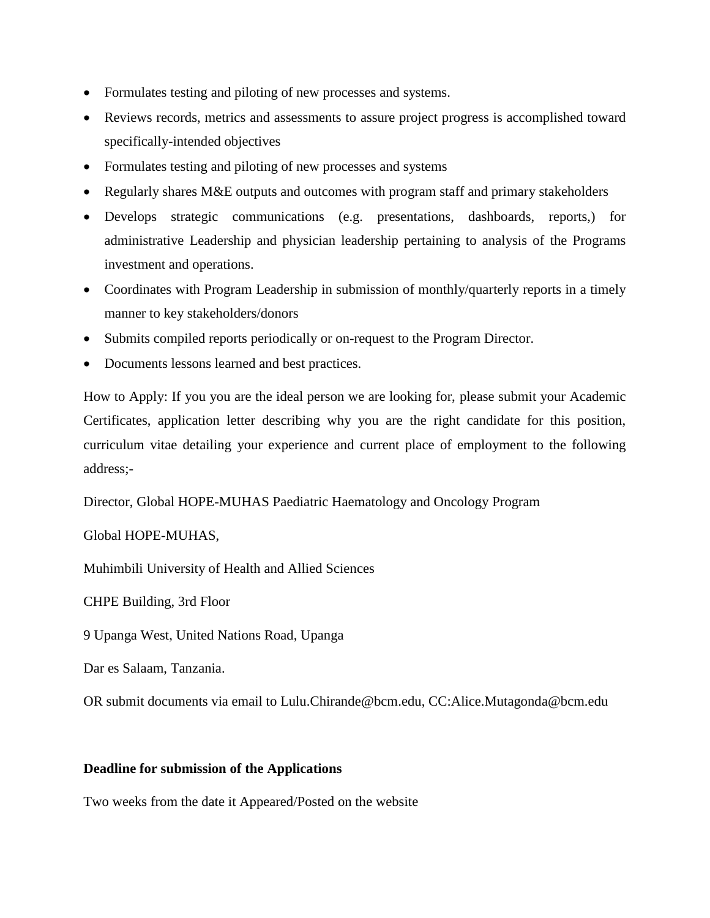- Formulates testing and piloting of new processes and systems.
- Reviews records, metrics and assessments to assure project progress is accomplished toward specifically-intended objectives
- Formulates testing and piloting of new processes and systems
- Regularly shares M&E outputs and outcomes with program staff and primary stakeholders
- Develops strategic communications (e.g. presentations, dashboards, reports,) for administrative Leadership and physician leadership pertaining to analysis of the Programs investment and operations.
- Coordinates with Program Leadership in submission of monthly/quarterly reports in a timely manner to key stakeholders/donors
- Submits compiled reports periodically or on-request to the Program Director.
- Documents lessons learned and best practices.

How to Apply: If you you are the ideal person we are looking for, please submit your Academic Certificates, application letter describing why you are the right candidate for this position, curriculum vitae detailing your experience and current place of employment to the following address;-

Director, Global HOPE-MUHAS Paediatric Haematology and Oncology Program

Global HOPE-MUHAS,

Muhimbili University of Health and Allied Sciences

CHPE Building, 3rd Floor

9 Upanga West, United Nations Road, Upanga

Dar es Salaam, Tanzania.

OR submit documents via email to Lulu.Chirande@bcm.edu, CC:Alice.Mutagonda@bcm.edu

**Deadline for submission of the Applications**

Two weeks from the date it Appeared/Posted on the website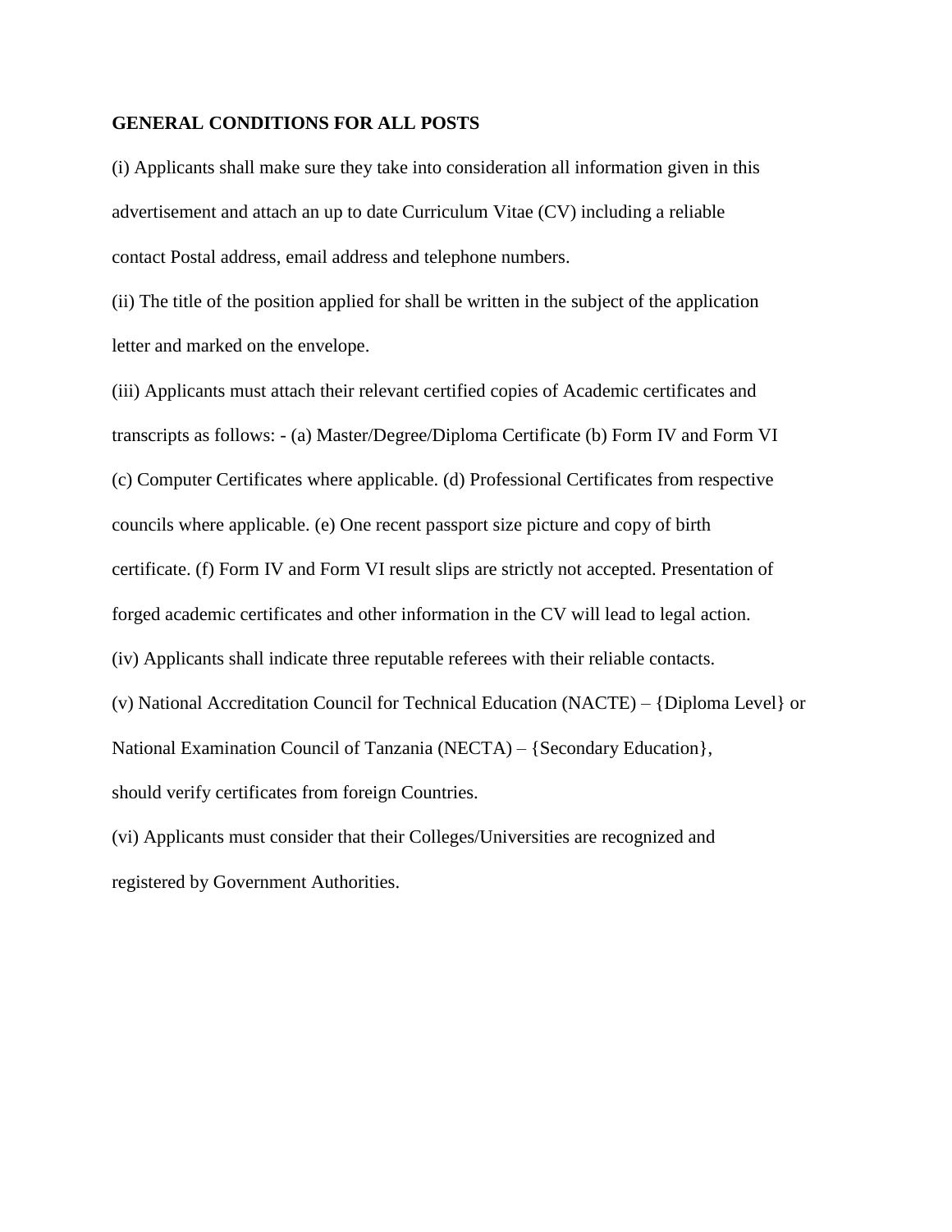**GENERAL CONDITIONS FOR ALL POSTS**

(i) Applicants shall make sure they take into consideration all information given in this advertisement and attach an up to date Curriculum Vitae (CV) including a reliable contact Postal address, email address and telephone numbers.

(ii) The title of the position applied for shall be written in the subject of the application letter and marked on the envelope.

(iii) Applicants must attach their relevant certified copies of Academic certificates and transcripts as follows: - (a) Master/Degree/Diploma Certificate (b) Form IV and Form VI (c) Computer Certificates where applicable. (d) Professional Certificates from respective councils where applicable. (e) One recent passport size picture and copy of birth certificate. (f) Form IV and Form VI result slips are strictly not accepted. Presentation of forged academic certificates and other information in the CV will lead to legal action.

(iv) Applicants shall indicate three reputable referees with their reliable contacts.

(v) National Accreditation Council for Technical Education (NACTE) – {Diploma Level} or National Examination Council of Tanzania (NECTA) – {Secondary Education}, should verify certificates from foreign Countries.

(vi) Applicants must consider that their Colleges/Universities are recognized and registered by Government Authorities.